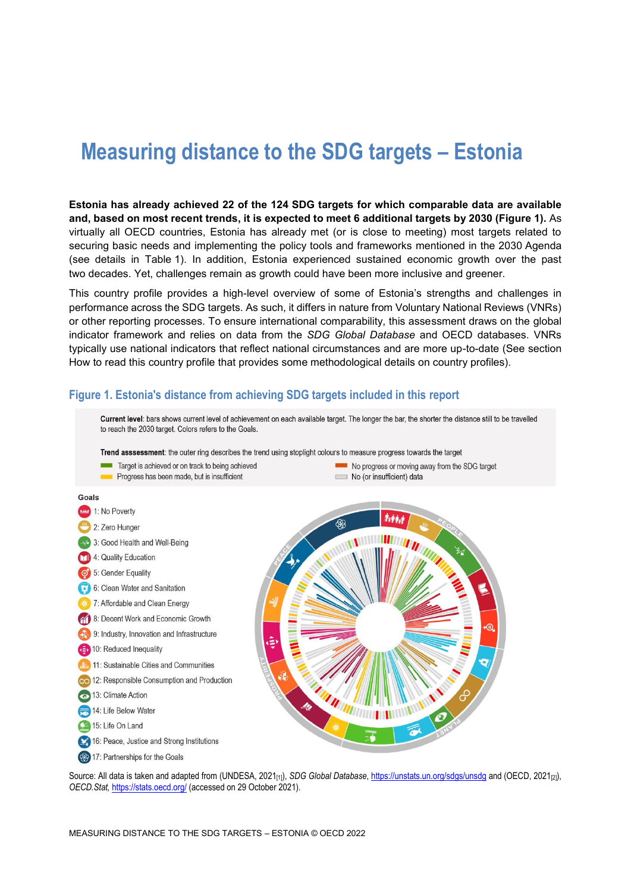# Measuring distance to the SDG targets – Estonia

**Estonia has already achieved 22 of the 124 SDG targets for which comparable data are available and, based on most recent trends, it is expected to meet 6 additional targets by 2030 (Figure 1).** As virtually all OECD countries, Estonia has already met (or is close to meeting) most targets related to securing basic needs and implementing the policy tools and frameworks mentioned in the 2030 Agenda (see details in Table 1). In addition, Estonia experienced sustained economic growth over the past two decades. Yet, challenges remain as growth could have been more inclusive and greener.

This country profile provides a high-level overview of some of Estonia's strengths and challenges in performance across the SDG targets. As such, it differs in nature from Voluntary National Reviews (VNRs) or other reporting processes. To ensure international comparability, this assessment draws on the global indicator framework and relies on data from the *SDG Global Database* and OECD databases. VNRs typically use national indicators that reflect national circumstances and are more up-to-date (See section How to read this country profile that provides some methodological details on country profiles).

## Figure 1. Estonia's distance from achieving SDG targets included in this report

**Current level**: bars shows current level of achievement on each available target. The longer the bar, the shorter the distance still to be travelled to reach the 2030 target. Colors refers to the Goals.

**Trend asssessment**: the outer ring describes the trend using stoplight colours to measure progress towards the target

- Target is achieved or on track to being achieved
- Progress has been made, but is insufficient
- No progress or moving away from the SDG target
- No (or insufficient) data

**Goals**

- 1: No Poverty
- 2: Zero Hunger
- 3: Good Health and Well-Being
- 4: Quality Education
- 5: Gender Equality
- 6: Clean Water and Sanitation
- 7: Affordable and Clean Energy
- 8: Decent Work and Economic Growth
- 9: Industry, Innovation and Infrastructure
- 10: Reduced Inequality
- 11: Sustainable Cities and Communities
- 12: Responsible Consumption and Production
- 13: Climate Action
- 14: Life Below Water
- 15: Life On Land
- 16: Peace, Justice and Strong Institutions
- 17: Partnerships for the Goals

Source: All data is taken and adapted from (UNDESA, 2021[1]), *SDG Global Database*, https://unstats.un.org/sdgs/unsdg and (OECD, 2021[2]), *OECD.Stat*, https://stats.oecd.org/ (accessed on 29 October 2021).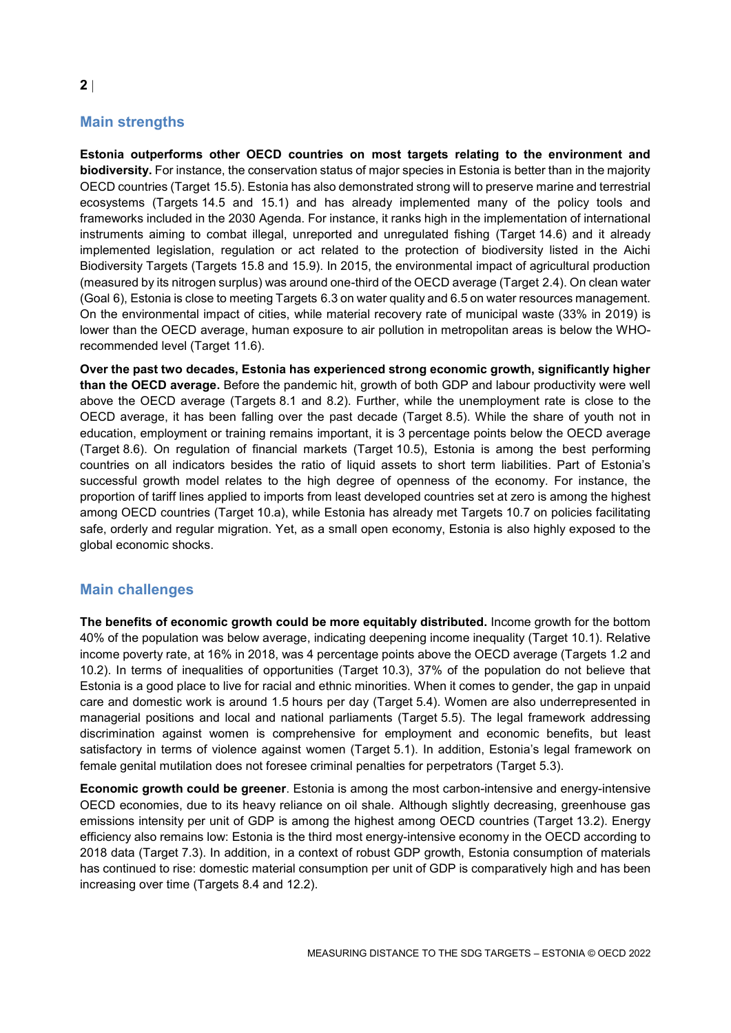## Main strengths

**Estonia outperforms other OECD countries on most targets relating to the environment and biodiversity.** For instance, the conservation status of major species in Estonia is better than in the majority OECD countries (Target 15.5). Estonia has also demonstrated strong will to preserve marine and terrestrial ecosystems (Targets 14.5 and 15.1) and has already implemented many of the policy tools and frameworks included in the 2030 Agenda. For instance, it ranks high in the implementation of international instruments aiming to combat illegal, unreported and unregulated fishing (Target 14.6) and it already implemented legislation, regulation or act related to the protection of biodiversity listed in the Aichi Biodiversity Targets (Targets 15.8 and 15.9). In 2015, the environmental impact of agricultural production (measured by its nitrogen surplus) was around one-third of the OECD average (Target 2.4). On clean water (Goal 6), Estonia is close to meeting Targets 6.3 on water quality and 6.5 on water resources management. On the environmental impact of cities, while material recovery rate of municipal waste (33% in 2019) is lower than the OECD average, human exposure to air pollution in metropolitan areas is below the WHO-recommended level (Target 11.6).

**Over the past two decades, Estonia has experienced strong economic growth, significantly higher than the OECD average.** Before the pandemic hit, growth of both GDP and labour productivity were well above the OECD average (Targets 8.1 and 8.2). Further, while the unemployment rate is close to the OECD average, it has been falling over the past decade (Target 8.5). While the share of youth not in education, employment or training remains important, it is 3 percentage points below the OECD average (Target 8.6). On regulation of financial markets (Target 10.5), Estonia is among the best performing countries on all indicators besides the ratio of liquid assets to short term liabilities. Part of Estonia's successful growth model relates to the high degree of openness of the economy. For instance, the proportion of tariff lines applied to imports from least developed countries set at zero is among the highest among OECD countries (Target 10.a), while Estonia has already met Targets 10.7 on policies facilitating safe, orderly and regular migration. Yet, as a small open economy, Estonia is also highly exposed to the global economic shocks.

## Main challenges

**The benefits of economic growth could be more equitably distributed.** Income growth for the bottom 40% of the population was below average, indicating deepening income inequality (Target 10.1). Relative income poverty rate, at 16% in 2018, was 4 percentage points above the OECD average (Targets 1.2 and 10.2). In terms of inequalities of opportunities (Target 10.3), 37% of the population do not believe that Estonia is a good place to live for racial and ethnic minorities. When it comes to gender, the gap in unpaid care and domestic work is around 1.5 hours per day (Target 5.4). Women are also underrepresented in managerial positions and local and national parliaments (Target 5.5). The legal framework addressing discrimination against women is comprehensive for employment and economic benefits, but least satisfactory in terms of violence against women (Target 5.1). In addition, Estonia's legal framework on female genital mutilation does not foresee criminal penalties for perpetrators (Target 5.3).

**Economic growth could be greener**. Estonia is among the most carbon-intensive and energy-intensive OECD economies, due to its heavy reliance on oil shale. Although slightly decreasing, greenhouse gas emissions intensity per unit of GDP is among the highest among OECD countries (Target 13.2). Energy efficiency also remains low: Estonia is the third most energy-intensive economy in the OECD according to 2018 data (Target 7.3). In addition, in a context of robust GDP growth, Estonia consumption of materials has continued to rise: domestic material consumption per unit of GDP is comparatively high and has been increasing over time (Targets 8.4 and 12.2).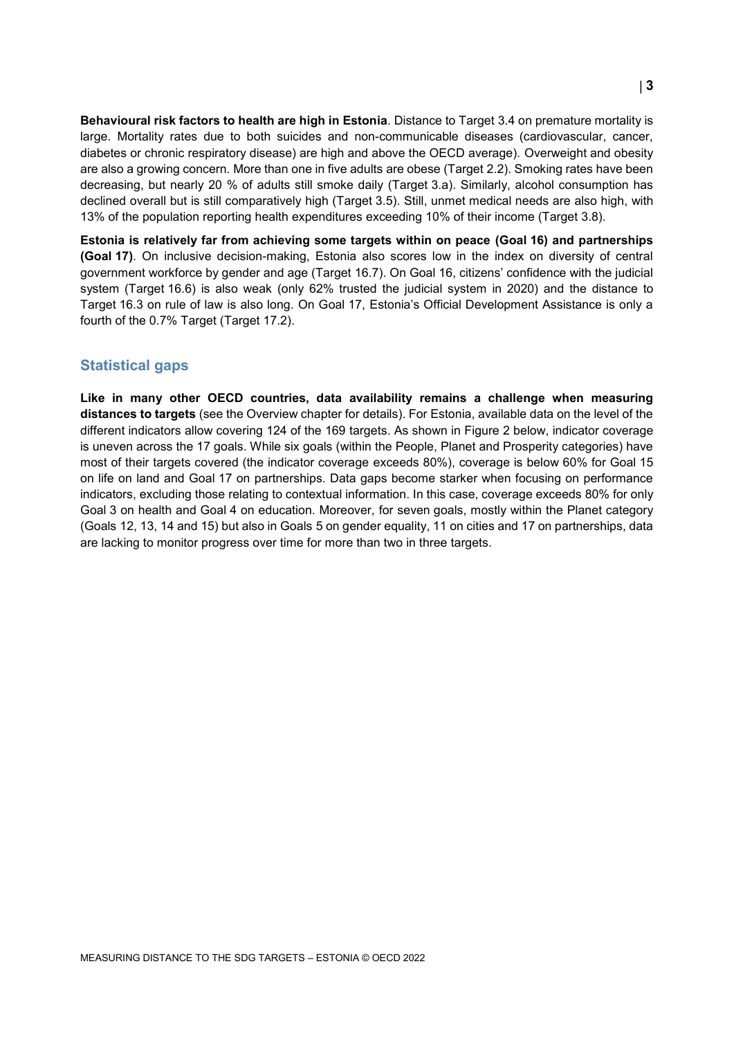**Behavioural risk factors to health are high in Estonia**. Distance to Target 3.4 on premature mortality is large. Mortality rates due to both suicides and non-communicable diseases (cardiovascular, cancer, diabetes or chronic respiratory disease) are high and above the OECD average). Overweight and obesity are also a growing concern. More than one in five adults are obese (Target 2.2). Smoking rates have been decreasing, but nearly 20 % of adults still smoke daily (Target 3.a). Similarly, alcohol consumption has declined overall but is still comparatively high (Target 3.5). Still, unmet medical needs are also high, with 13% of the population reporting health expenditures exceeding 10% of their income (Target 3.8).

**Estonia is relatively far from achieving some targets within on peace (Goal 16) and partnerships (Goal 17)**. On inclusive decision-making, Estonia also scores low in the index on diversity of central government workforce by gender and age (Target 16.7). On Goal 16, citizens' confidence with the judicial system (Target 16.6) is also weak (only 62% trusted the judicial system in 2020) and the distance to Target 16.3 on rule of law is also long. On Goal 17, Estonia's Official Development Assistance is only a fourth of the 0.7% Target (Target 17.2).

## Statistical gaps

**Like in many other OECD countries, data availability remains a challenge when measuring distances to targets** (see the Overview chapter for details). For Estonia, available data on the level of the different indicators allow covering 124 of the 169 targets. As shown in Figure 2 below, indicator coverage is uneven across the 17 goals. While six goals (within the People, Planet and Prosperity categories) have most of their targets covered (the indicator coverage exceeds 80%), coverage is below 60% for Goal 15 on life on land and Goal 17 on partnerships. Data gaps become starker when focusing on performance indicators, excluding those relating to contextual information. In this case, coverage exceeds 80% for only Goal 3 on health and Goal 4 on education. Moreover, for seven goals, mostly within the Planet category (Goals 12, 13, 14 and 15) but also in Goals 5 on gender equality, 11 on cities and 17 on partnerships, data are lacking to monitor progress over time for more than two in three targets.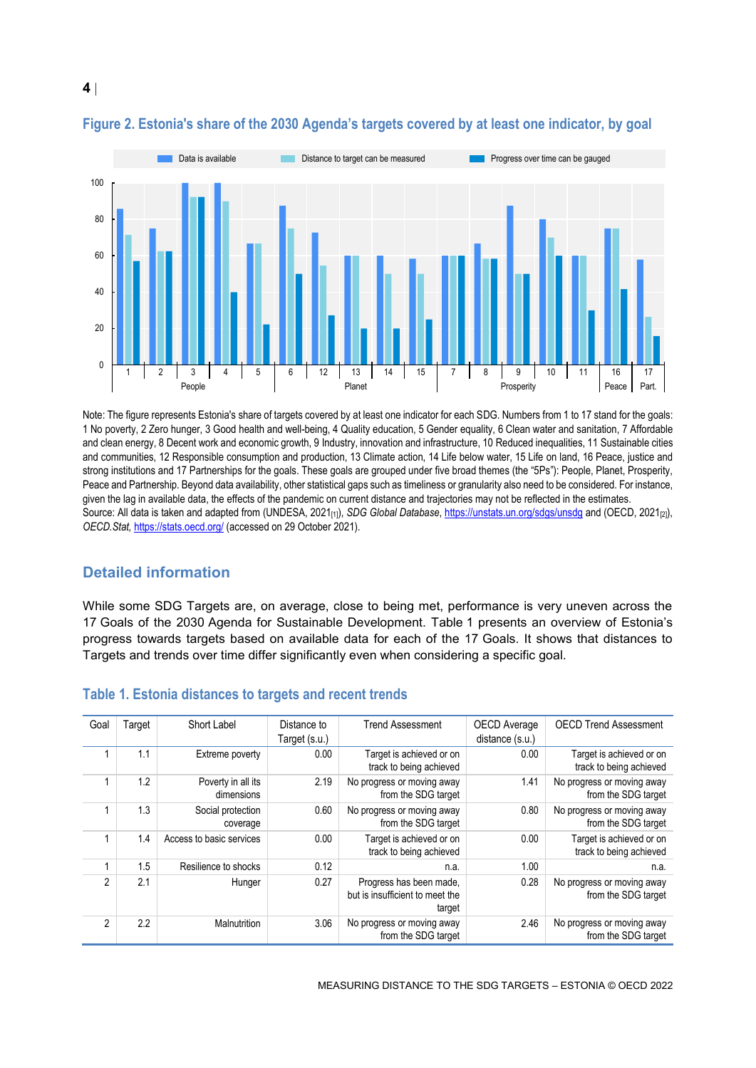## Figure 2. Estonia's share of the 2030 Agenda's targets covered by at least one indicator, by goal

Note: The figure represents Estonia's share of targets covered by at least one indicator for each SDG. Numbers from 1 to 17 stand for the goals: 1 No poverty, 2 Zero hunger, 3 Good health and well-being, 4 Quality education, 5 Gender equality, 6 Clean water and sanitation, 7 Affordable and clean energy, 8 Decent work and economic growth, 9 Industry, innovation and infrastructure, 10 Reduced inequalities, 11 Sustainable cities and communities, 12 Responsible consumption and production, 13 Climate action, 14 Life below water, 15 Life on land, 16 Peace, justice and strong institutions and 17 Partnerships for the goals. These goals are grouped under five broad themes (the "5Ps"): People, Planet, Prosperity, Peace and Partnership. Beyond data availability, other statistical gaps such as timeliness or granularity also need to be considered. For instance, given the lag in available data, the effects of the pandemic on current distance and trajectories may not be reflected in the estimates.

Source: All data is taken and adapted from (UNDESA, 2021[1]), *SDG Global Database*, https://unstats.un.org/sdgs/unsdg and (OECD, 2021[2]), *OECD.Stat*, https://stats.oecd.org/ (accessed on 29 October 2021).

## Detailed information

While some SDG Targets are, on average, close to being met, performance is very uneven across the 17 Goals of the 2030 Agenda for Sustainable Development. Table 1 presents an overview of Estonia's progress towards targets based on available data for each of the 17 Goals. It shows that distances to Targets and trends over time differ significantly even when considering a specific goal.

## Table 1. Estonia distances to targets and recent trends

| Goal | Target | Short Label | Distance to Target (s.u.) | Trend Assessment | OECD Average distance (s.u.) | OECD Trend Assessment |
|---|---|---|---|---|---|---|
| 1 | 1.1 | Extreme poverty | 0.00 | Target is achieved or on track to being achieved | 0.00 | Target is achieved or on track to being achieved |
| 1 | 1.2 | Poverty in all its dimensions | 2.19 | No progress or moving away from the SDG target | 1.41 | No progress or moving away from the SDG target |
| 1 | 1.3 | Social protection coverage | 0.60 | No progress or moving away from the SDG target | 0.80 | No progress or moving away from the SDG target |
| 1 | 1.4 | Access to basic services | 0.00 | Target is achieved or on track to being achieved | 0.00 | Target is achieved or on track to being achieved |
| 1 | 1.5 | Resilience to shocks | 0.12 | n.a. | 1.00 | n.a. |
| 2 | 2.1 | Hunger | 0.27 | Progress has been made, but is insufficient to meet the target | 0.28 | No progress or moving away from the SDG target |
| 2 | 2.2 | Malnutrition | 3.06 | No progress or moving away from the SDG target | 2.46 | No progress or moving away from the SDG target |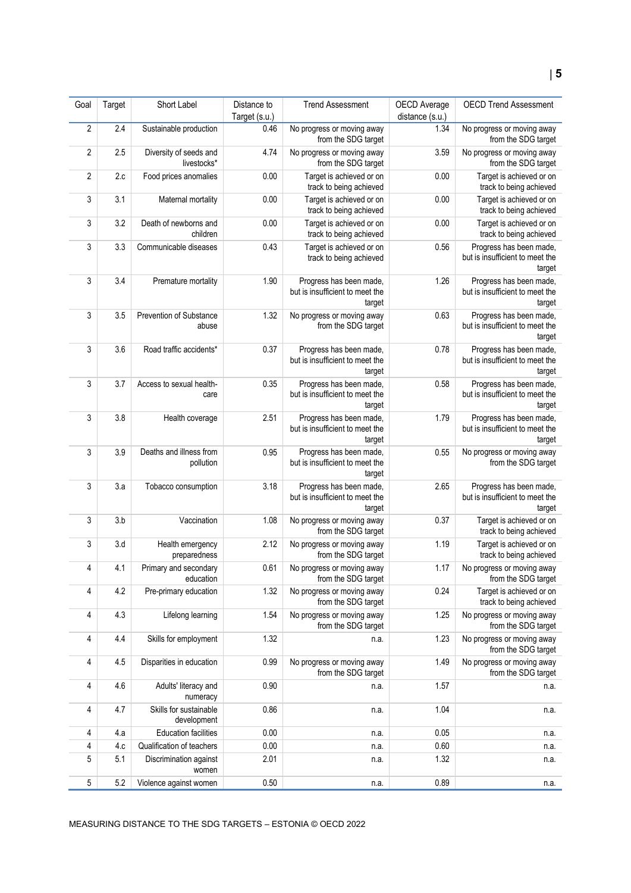| Goal | Target | Short Label | Distance to Target (s.u.) | Trend Assessment | OECD Average distance (s.u.) | OECD Trend Assessment |
|---|---|---|---|---|---|---|
| 2 | 2.4 | Sustainable production | 0.46 | No progress or moving away from the SDG target | 1.34 | No progress or moving away from the SDG target |
| 2 | 2.5 | Diversity of seeds and livestocks* | 4.74 | No progress or moving away from the SDG target | 3.59 | No progress or moving away from the SDG target |
| 2 | 2.c | Food prices anomalies | 0.00 | Target is achieved or on track to being achieved | 0.00 | Target is achieved or on track to being achieved |
| 3 | 3.1 | Maternal mortality | 0.00 | Target is achieved or on track to being achieved | 0.00 | Target is achieved or on track to being achieved |
| 3 | 3.2 | Death of newborns and children | 0.00 | Target is achieved or on track to being achieved | 0.00 | Target is achieved or on track to being achieved |
| 3 | 3.3 | Communicable diseases | 0.43 | Target is achieved or on track to being achieved | 0.56 | Progress has been made, but is insufficient to meet the target |
| 3 | 3.4 | Premature mortality | 1.90 | Progress has been made, but is insufficient to meet the target | 1.26 | Progress has been made, but is insufficient to meet the target |
| 3 | 3.5 | Prevention of Substance abuse | 1.32 | No progress or moving away from the SDG target | 0.63 | Progress has been made, but is insufficient to meet the target |
| 3 | 3.6 | Road traffic accidents* | 0.37 | Progress has been made, but is insufficient to meet the target | 0.78 | Progress has been made, but is insufficient to meet the target |
| 3 | 3.7 | Access to sexual health-care | 0.35 | Progress has been made, but is insufficient to meet the target | 0.58 | Progress has been made, but is insufficient to meet the target |
| 3 | 3.8 | Health coverage | 2.51 | Progress has been made, but is insufficient to meet the target | 1.79 | Progress has been made, but is insufficient to meet the target |
| 3 | 3.9 | Deaths and illness from pollution | 0.95 | Progress has been made, but is insufficient to meet the target | 0.55 | No progress or moving away from the SDG target |
| 3 | 3.a | Tobacco consumption | 3.18 | Progress has been made, but is insufficient to meet the target | 2.65 | Progress has been made, but is insufficient to meet the target |
| 3 | 3.b | Vaccination | 1.08 | No progress or moving away from the SDG target | 0.37 | Target is achieved or on track to being achieved |
| 3 | 3.d | Health emergency preparedness | 2.12 | No progress or moving away from the SDG target | 1.19 | Target is achieved or on track to being achieved |
| 4 | 4.1 | Primary and secondary education | 0.61 | No progress or moving away from the SDG target | 1.17 | No progress or moving away from the SDG target |
| 4 | 4.2 | Pre-primary education | 1.32 | No progress or moving away from the SDG target | 0.24 | Target is achieved or on track to being achieved |
| 4 | 4.3 | Lifelong learning | 1.54 | No progress or moving away from the SDG target | 1.25 | No progress or moving away from the SDG target |
| 4 | 4.4 | Skills for employment | 1.32 | n.a. | 1.23 | No progress or moving away from the SDG target |
| 4 | 4.5 | Disparities in education | 0.99 | No progress or moving away from the SDG target | 1.49 | No progress or moving away from the SDG target |
| 4 | 4.6 | Adults' literacy and numeracy | 0.90 | n.a. | 1.57 | n.a. |
| 4 | 4.7 | Skills for sustainable development | 0.86 | n.a. | 1.04 | n.a. |
| 4 | 4.a | Education facilities | 0.00 | n.a. | 0.05 | n.a. |
| 4 | 4.c | Qualification of teachers | 0.00 | n.a. | 0.60 | n.a. |
| 5 | 5.1 | Discrimination against women | 2.01 | n.a. | 1.32 | n.a. |
| 5 | 5.2 | Violence against women | 0.50 | n.a. | 0.89 | n.a. |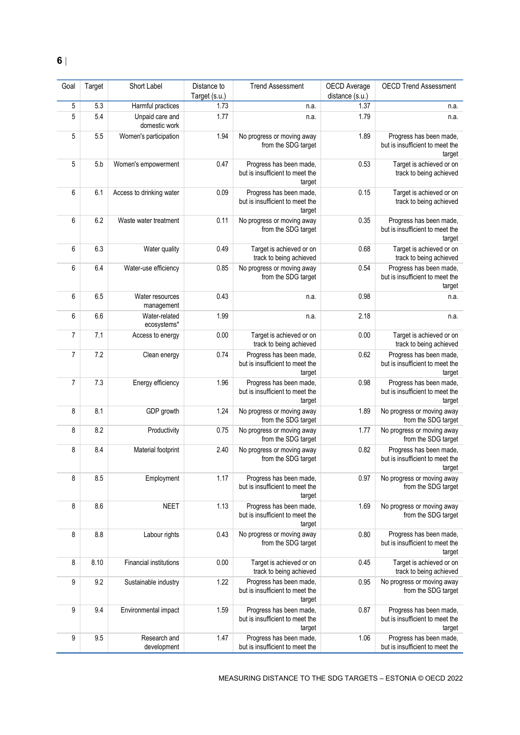| Goal | Target | Short Label | Distance to Target (s.u.) | Trend Assessment | OECD Average distance (s.u.) | OECD Trend Assessment |
|---|---|---|---|---|---|---|
| 5 | 5.3 | Harmful practices | 1.73 | n.a. | 1.37 | n.a. |
| 5 | 5.4 | Unpaid care and domestic work | 1.77 | n.a. | 1.79 | n.a. |
| 5 | 5.5 | Women's participation | 1.94 | No progress or moving away from the SDG target | 1.89 | Progress has been made, but is insufficient to meet the target |
| 5 | 5.b | Women's empowerment | 0.47 | Progress has been made, but is insufficient to meet the target | 0.53 | Target is achieved or on track to being achieved |
| 6 | 6.1 | Access to drinking water | 0.09 | Progress has been made, but is insufficient to meet the target | 0.15 | Target is achieved or on track to being achieved |
| 6 | 6.2 | Waste water treatment | 0.11 | No progress or moving away from the SDG target | 0.35 | Progress has been made, but is insufficient to meet the target |
| 6 | 6.3 | Water quality | 0.49 | Target is achieved or on track to being achieved | 0.68 | Target is achieved or on track to being achieved |
| 6 | 6.4 | Water-use efficiency | 0.85 | No progress or moving away from the SDG target | 0.54 | Progress has been made, but is insufficient to meet the target |
| 6 | 6.5 | Water resources management | 0.43 | n.a. | 0.98 | n.a. |
| 6 | 6.6 | Water-related ecosystems* | 1.99 | n.a. | 2.18 | n.a. |
| 7 | 7.1 | Access to energy | 0.00 | Target is achieved or on track to being achieved | 0.00 | Target is achieved or on track to being achieved |
| 7 | 7.2 | Clean energy | 0.74 | Progress has been made, but is insufficient to meet the target | 0.62 | Progress has been made, but is insufficient to meet the target |
| 7 | 7.3 | Energy efficiency | 1.96 | Progress has been made, but is insufficient to meet the target | 0.98 | Progress has been made, but is insufficient to meet the target |
| 8 | 8.1 | GDP growth | 1.24 | No progress or moving away from the SDG target | 1.89 | No progress or moving away from the SDG target |
| 8 | 8.2 | Productivity | 0.75 | No progress or moving away from the SDG target | 1.77 | No progress or moving away from the SDG target |
| 8 | 8.4 | Material footprint | 2.40 | No progress or moving away from the SDG target | 0.82 | Progress has been made, but is insufficient to meet the target |
| 8 | 8.5 | Employment | 1.17 | Progress has been made, but is insufficient to meet the target | 0.97 | No progress or moving away from the SDG target |
| 8 | 8.6 | NEET | 1.13 | Progress has been made, but is insufficient to meet the target | 1.69 | No progress or moving away from the SDG target |
| 8 | 8.8 | Labour rights | 0.43 | No progress or moving away from the SDG target | 0.80 | Progress has been made, but is insufficient to meet the target |
| 8 | 8.10 | Financial institutions | 0.00 | Target is achieved or on track to being achieved | 0.45 | Target is achieved or on track to being achieved |
| 9 | 9.2 | Sustainable industry | 1.22 | Progress has been made, but is insufficient to meet the target | 0.95 | No progress or moving away from the SDG target |
| 9 | 9.4 | Environmental impact | 1.59 | Progress has been made, but is insufficient to meet the target | 0.87 | Progress has been made, but is insufficient to meet the target |
| 9 | 9.5 | Research and development | 1.47 | Progress has been made, but is insufficient to meet the | 1.06 | Progress has been made, but is insufficient to meet the |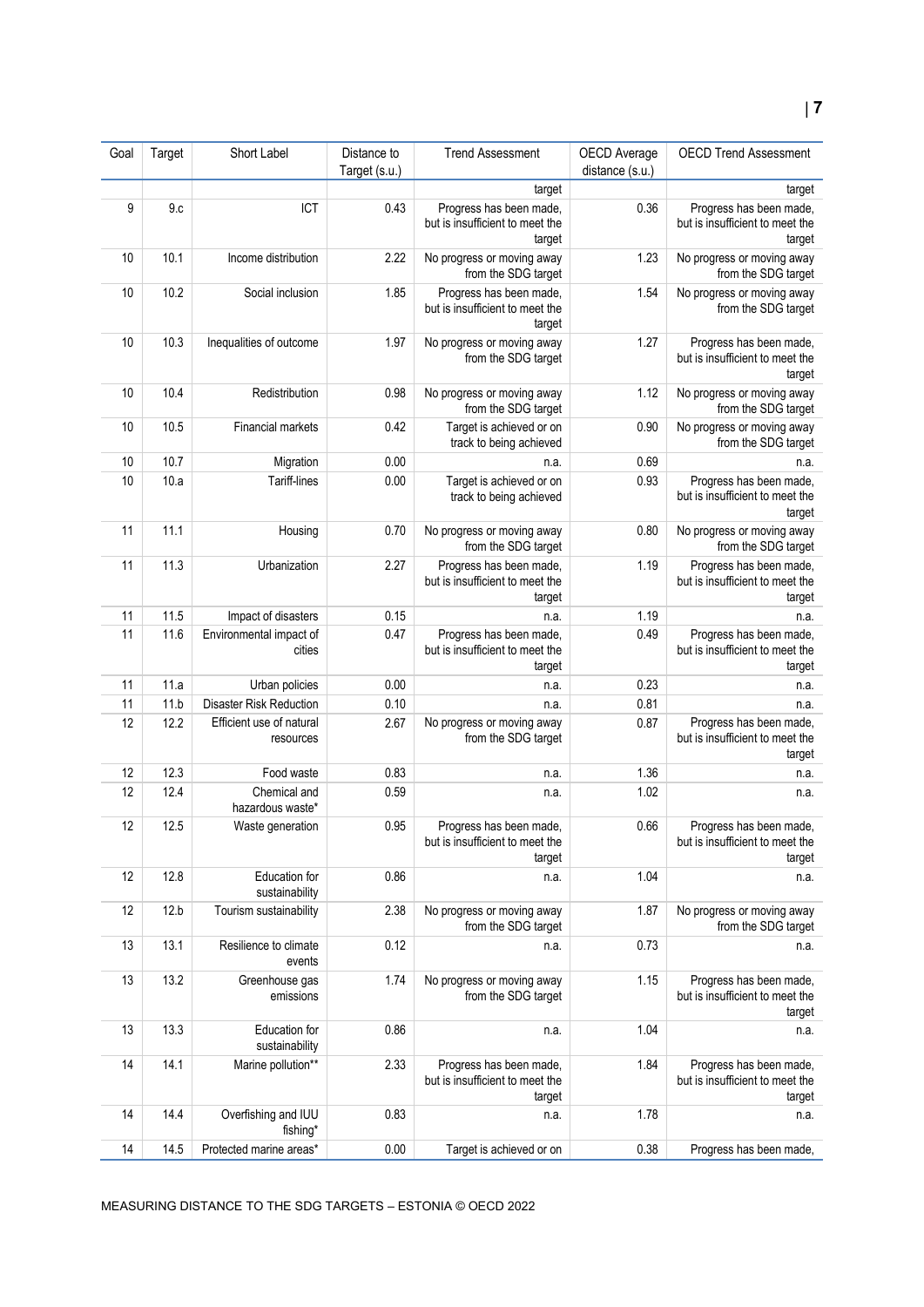| Goal | Target | Short Label | Distance to Target (s.u.) | Trend Assessment | OECD Average distance (s.u.) | OECD Trend Assessment |
|---|---|---|---|---|---|---|
| | | | | target | | target |
| 9 | 9.c | ICT | 0.43 | Progress has been made, but is insufficient to meet the target | 0.36 | Progress has been made, but is insufficient to meet the target |
| 10 | 10.1 | Income distribution | 2.22 | No progress or moving away from the SDG target | 1.23 | No progress or moving away from the SDG target |
| 10 | 10.2 | Social inclusion | 1.85 | Progress has been made, but is insufficient to meet the target | 1.54 | No progress or moving away from the SDG target |
| 10 | 10.3 | Inequalities of outcome | 1.97 | No progress or moving away from the SDG target | 1.27 | Progress has been made, but is insufficient to meet the target |
| 10 | 10.4 | Redistribution | 0.98 | No progress or moving away from the SDG target | 1.12 | No progress or moving away from the SDG target |
| 10 | 10.5 | Financial markets | 0.42 | Target is achieved or on track to being achieved | 0.90 | No progress or moving away from the SDG target |
| 10 | 10.7 | Migration | 0.00 | n.a. | 0.69 | n.a. |
| 10 | 10.a | Tariff-lines | 0.00 | Target is achieved or on track to being achieved | 0.93 | Progress has been made, but is insufficient to meet the target |
| 11 | 11.1 | Housing | 0.70 | No progress or moving away from the SDG target | 0.80 | No progress or moving away from the SDG target |
| 11 | 11.3 | Urbanization | 2.27 | Progress has been made, but is insufficient to meet the target | 1.19 | Progress has been made, but is insufficient to meet the target |
| 11 | 11.5 | Impact of disasters | 0.15 | n.a. | 1.19 | n.a. |
| 11 | 11.6 | Environmental impact of cities | 0.47 | Progress has been made, but is insufficient to meet the target | 0.49 | Progress has been made, but is insufficient to meet the target |
| 11 | 11.a | Urban policies | 0.00 | n.a. | 0.23 | n.a. |
| 11 | 11.b | Disaster Risk Reduction | 0.10 | n.a. | 0.81 | n.a. |
| 12 | 12.2 | Efficient use of natural resources | 2.67 | No progress or moving away from the SDG target | 0.87 | Progress has been made, but is insufficient to meet the target |
| 12 | 12.3 | Food waste | 0.83 | n.a. | 1.36 | n.a. |
| 12 | 12.4 | Chemical and hazardous waste* | 0.59 | n.a. | 1.02 | n.a. |
| 12 | 12.5 | Waste generation | 0.95 | Progress has been made, but is insufficient to meet the target | 0.66 | Progress has been made, but is insufficient to meet the target |
| 12 | 12.8 | Education for sustainability | 0.86 | n.a. | 1.04 | n.a. |
| 12 | 12.b | Tourism sustainability | 2.38 | No progress or moving away from the SDG target | 1.87 | No progress or moving away from the SDG target |
| 13 | 13.1 | Resilience to climate events | 0.12 | n.a. | 0.73 | n.a. |
| 13 | 13.2 | Greenhouse gas emissions | 1.74 | No progress or moving away from the SDG target | 1.15 | Progress has been made, but is insufficient to meet the target |
| 13 | 13.3 | Education for sustainability | 0.86 | n.a. | 1.04 | n.a. |
| 14 | 14.1 | Marine pollution** | 2.33 | Progress has been made, but is insufficient to meet the target | 1.84 | Progress has been made, but is insufficient to meet the target |
| 14 | 14.4 | Overfishing and IUU fishing* | 0.83 | n.a. | 1.78 | n.a. |
| 14 | 14.5 | Protected marine areas* | 0.00 | Target is achieved or on | 0.38 | Progress has been made, |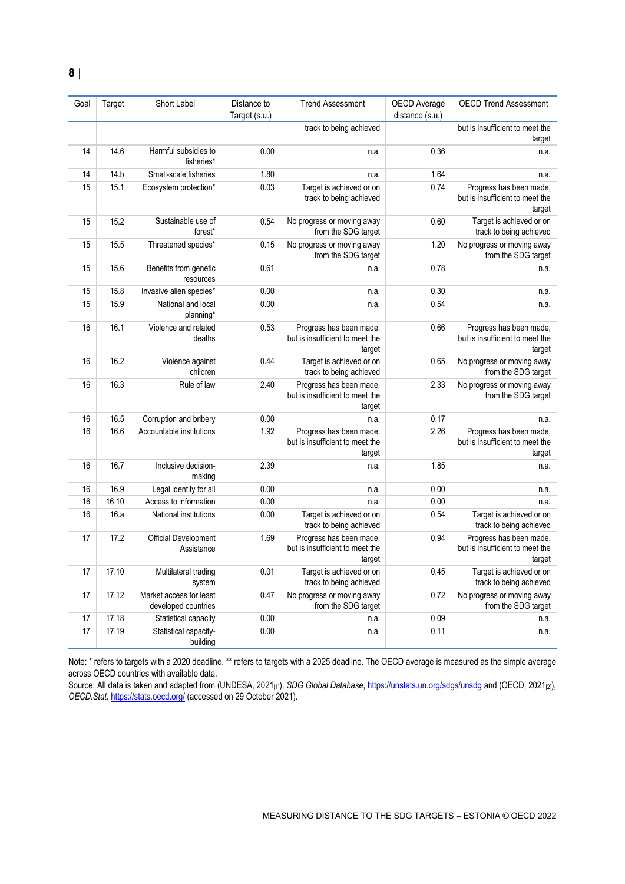| Goal | Target | Short Label | Distance to Target (s.u.) | Trend Assessment | OECD Average distance (s.u.) | OECD Trend Assessment |
|---|---|---|---|---|---|---|
| | | | | track to being achieved | | but is insufficient to meet the target |
| 14 | 14.6 | Harmful subsidies to fisheries* | 0.00 | n.a. | 0.36 | n.a. |
| 14 | 14.b | Small-scale fisheries | 1.80 | n.a. | 1.64 | n.a. |
| 15 | 15.1 | Ecosystem protection* | 0.03 | Target is achieved or on track to being achieved | 0.74 | Progress has been made, but is insufficient to meet the target |
| 15 | 15.2 | Sustainable use of forest* | 0.54 | No progress or moving away from the SDG target | 0.60 | Target is achieved or on track to being achieved |
| 15 | 15.5 | Threatened species* | 0.15 | No progress or moving away from the SDG target | 1.20 | No progress or moving away from the SDG target |
| 15 | 15.6 | Benefits from genetic resources | 0.61 | n.a. | 0.78 | n.a. |
| 15 | 15.8 | Invasive alien species* | 0.00 | n.a. | 0.30 | n.a. |
| 15 | 15.9 | National and local planning* | 0.00 | n.a. | 0.54 | n.a. |
| 16 | 16.1 | Violence and related deaths | 0.53 | Progress has been made, but is insufficient to meet the target | 0.66 | Progress has been made, but is insufficient to meet the target |
| 16 | 16.2 | Violence against children | 0.44 | Target is achieved or on track to being achieved | 0.65 | No progress or moving away from the SDG target |
| 16 | 16.3 | Rule of law | 2.40 | Progress has been made, but is insufficient to meet the target | 2.33 | No progress or moving away from the SDG target |
| 16 | 16.5 | Corruption and bribery | 0.00 | n.a. | 0.17 | n.a. |
| 16 | 16.6 | Accountable institutions | 1.92 | Progress has been made, but is insufficient to meet the target | 2.26 | Progress has been made, but is insufficient to meet the target |
| 16 | 16.7 | Inclusive decision-making | 2.39 | n.a. | 1.85 | n.a. |
| 16 | 16.9 | Legal identity for all | 0.00 | n.a. | 0.00 | n.a. |
| 16 | 16.10 | Access to information | 0.00 | n.a. | 0.00 | n.a. |
| 16 | 16.a | National institutions | 0.00 | Target is achieved or on track to being achieved | 0.54 | Target is achieved or on track to being achieved |
| 17 | 17.2 | Official Development Assistance | 1.69 | Progress has been made, but is insufficient to meet the target | 0.94 | Progress has been made, but is insufficient to meet the target |
| 17 | 17.10 | Multilateral trading system | 0.01 | Target is achieved or on track to being achieved | 0.45 | Target is achieved or on track to being achieved |
| 17 | 17.12 | Market access for least developed countries | 0.47 | No progress or moving away from the SDG target | 0.72 | No progress or moving away from the SDG target |
| 17 | 17.18 | Statistical capacity | 0.00 | n.a. | 0.09 | n.a. |
| 17 | 17.19 | Statistical capacity-building | 0.00 | n.a. | 0.11 | n.a. |

Note: * refers to targets with a 2020 deadline. ** refers to targets with a 2025 deadline. The OECD average is measured as the simple average across OECD countries with available data.
Source: All data is taken and adapted from (UNDESA, 2021[1]), *SDG Global Database*, https://unstats.un.org/sdgs/unsdg and (OECD, 2021[2]), *OECD.Stat*, https://stats.oecd.org/ (accessed on 29 October 2021).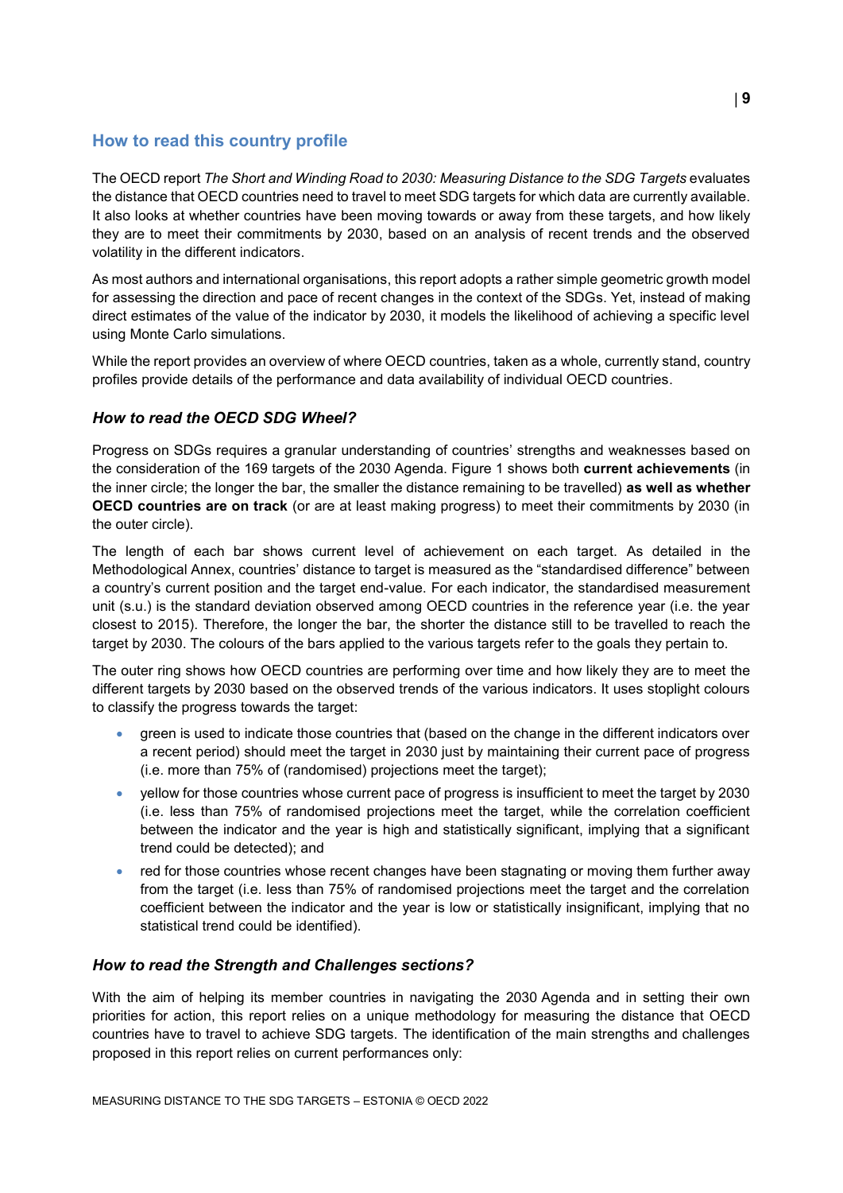## How to read this country profile

The OECD report *The Short and Winding Road to 2030: Measuring Distance to the SDG Targets* evaluates the distance that OECD countries need to travel to meet SDG targets for which data are currently available. It also looks at whether countries have been moving towards or away from these targets, and how likely they are to meet their commitments by 2030, based on an analysis of recent trends and the observed volatility in the different indicators.

As most authors and international organisations, this report adopts a rather simple geometric growth model for assessing the direction and pace of recent changes in the context of the SDGs. Yet, instead of making direct estimates of the value of the indicator by 2030, it models the likelihood of achieving a specific level using Monte Carlo simulations.

While the report provides an overview of where OECD countries, taken as a whole, currently stand, country profiles provide details of the performance and data availability of individual OECD countries.

### *How to read the OECD SDG Wheel?*

Progress on SDGs requires a granular understanding of countries' strengths and weaknesses based on the consideration of the 169 targets of the 2030 Agenda. Figure 1 shows both **current achievements** (in the inner circle; the longer the bar, the smaller the distance remaining to be travelled) **as well as whether OECD countries are on track** (or are at least making progress) to meet their commitments by 2030 (in the outer circle).

The length of each bar shows current level of achievement on each target. As detailed in the Methodological Annex, countries' distance to target is measured as the "standardised difference" between a country's current position and the target end-value. For each indicator, the standardised measurement unit (s.u.) is the standard deviation observed among OECD countries in the reference year (i.e. the year closest to 2015). Therefore, the longer the bar, the shorter the distance still to be travelled to reach the target by 2030. The colours of the bars applied to the various targets refer to the goals they pertain to.

The outer ring shows how OECD countries are performing over time and how likely they are to meet the different targets by 2030 based on the observed trends of the various indicators. It uses stoplight colours to classify the progress towards the target:

- green is used to indicate those countries that (based on the change in the different indicators over a recent period) should meet the target in 2030 just by maintaining their current pace of progress (i.e. more than 75% of (randomised) projections meet the target);
- yellow for those countries whose current pace of progress is insufficient to meet the target by 2030 (i.e. less than 75% of randomised projections meet the target, while the correlation coefficient between the indicator and the year is high and statistically significant, implying that a significant trend could be detected); and
- red for those countries whose recent changes have been stagnating or moving them further away from the target (i.e. less than 75% of randomised projections meet the target and the correlation coefficient between the indicator and the year is low or statistically insignificant, implying that no statistical trend could be identified).

### *How to read the Strength and Challenges sections?*

With the aim of helping its member countries in navigating the 2030 Agenda and in setting their own priorities for action, this report relies on a unique methodology for measuring the distance that OECD countries have to travel to achieve SDG targets. The identification of the main strengths and challenges proposed in this report relies on current performances only: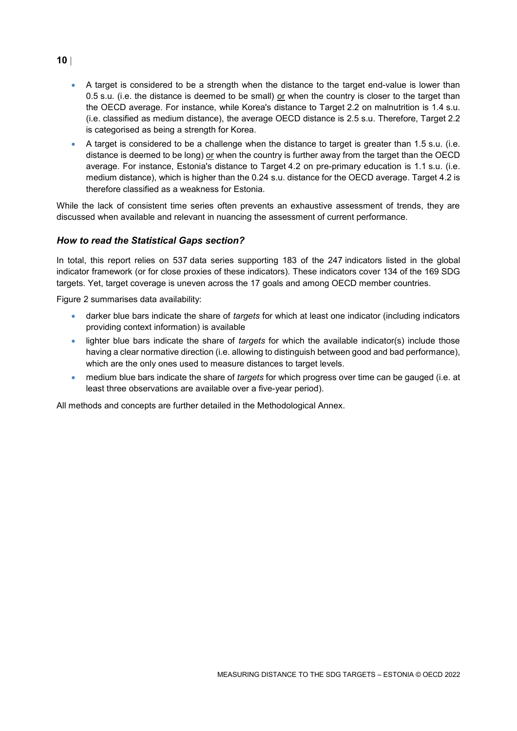- A target is considered to be a strength when the distance to the target end-value is lower than 0.5 s.u. (i.e. the distance is deemed to be small) <u>or</u> when the country is closer to the target than the OECD average. For instance, while Korea's distance to Target 2.2 on malnutrition is 1.4 s.u. (i.e. classified as medium distance), the average OECD distance is 2.5 s.u. Therefore, Target 2.2 is categorised as being a strength for Korea.
- A target is considered to be a challenge when the distance to target is greater than 1.5 s.u. (i.e. distance is deemed to be long) <u>or</u> when the country is further away from the target than the OECD average. For instance, Estonia's distance to Target 4.2 on pre-primary education is 1.1 s.u. (i.e. medium distance), which is higher than the 0.24 s.u. distance for the OECD average. Target 4.2 is therefore classified as a weakness for Estonia.

While the lack of consistent time series often prevents an exhaustive assessment of trends, they are discussed when available and relevant in nuancing the assessment of current performance.

### *How to read the Statistical Gaps section?*

In total, this report relies on 537 data series supporting 183 of the 247 indicators listed in the global indicator framework (or for close proxies of these indicators). These indicators cover 134 of the 169 SDG targets. Yet, target coverage is uneven across the 17 goals and among OECD member countries.

Figure 2 summarises data availability:

- darker blue bars indicate the share of *targets* for which at least one indicator (including indicators providing context information) is available
- lighter blue bars indicate the share of *targets* for which the available indicator(s) include those having a clear normative direction (i.e. allowing to distinguish between good and bad performance), which are the only ones used to measure distances to target levels.
- medium blue bars indicate the share of *targets* for which progress over time can be gauged (i.e. at least three observations are available over a five-year period).

All methods and concepts are further detailed in the Methodological Annex.